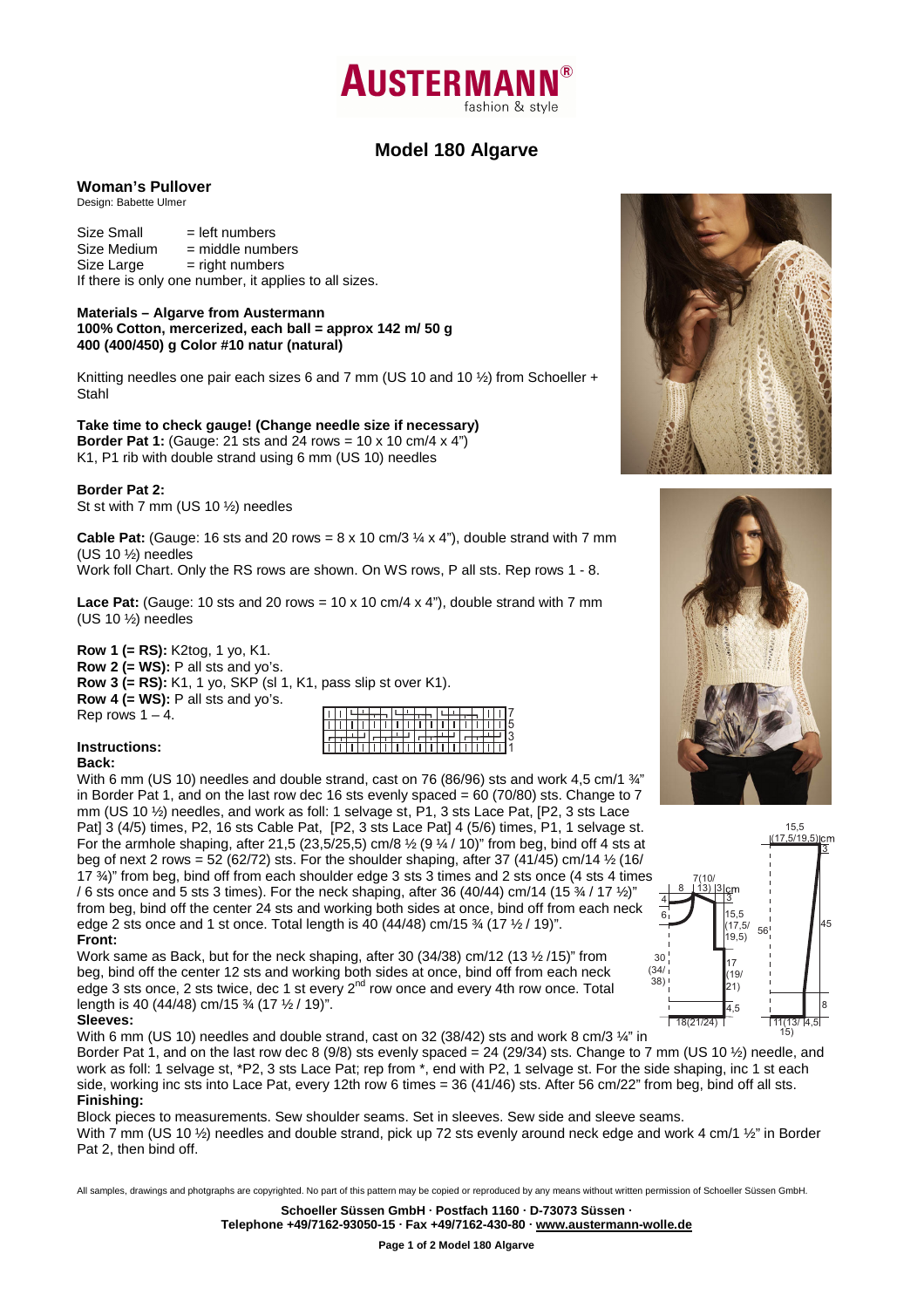# Model 180 Algarve

## Woman's Pullover

Design: Babette Ulmer

Size Small = left numbers
Size Medium = middle numbers
Size Large = right numbers
If there is only one number, it applies to all sizes.

**Materials – Algarve from Austermann**
**100% Cotton, mercerized, each ball = approx 142 m/ 50 g**
**400 (400/450) g Color #10 natur (natural)**

Knitting needles one pair each sizes 6 and 7 mm (US 10 and 10 ½) from Schoeller + Stahl

**Take time to check gauge! (Change needle size if necessary)**
**Border Pat 1:** (Gauge: 21 sts and 24 rows = 10 x 10 cm/4 x 4")
K1, P1 rib with double strand using 6 mm (US 10) needles

**Border Pat 2:**
St st with 7 mm (US 10 ½) needles

**Cable Pat:** (Gauge: 16 sts and 20 rows = 8 x 10 cm/3 ¼ x 4"), double strand with 7 mm (US 10 ½) needles
Work foll Chart. Only the RS rows are shown. On WS rows, P all sts. Rep rows 1 - 8.

**Lace Pat:** (Gauge: 10 sts and 20 rows = 10 x 10 cm/4 x 4"), double strand with 7 mm (US 10 ½) needles

**Row 1 (= RS):** K2tog, 1 yo, K1.
**Row 2 (= WS):** P all sts and yo's.
**Row 3 (= RS):** K1, 1 yo, SKP (sl 1, K1, pass slip st over K1).
**Row 4 (= WS):** P all sts and yo's.
Rep rows 1 – 4.

### Instructions:

**Back:**
With 6 mm (US 10) needles and double strand, cast on 76 (86/96) sts and work 4,5 cm/1 ¾" in Border Pat 1, and on the last row dec 16 sts evenly spaced = 60 (70/80) sts. Change to 7 mm (US 10 ½) needles, and work as foll: 1 selvage st, P1, 3 sts Lace Pat, [P2, 3 sts Lace Pat] 3 (4/5) times, P2, 16 sts Cable Pat, [P2, 3 sts Lace Pat] 4 (5/6) times, P1, 1 selvage st. For the armhole shaping, after 21,5 (23,5/25,5) cm/8 ½ (9 ¼ / 10)" from beg, bind off 4 sts at beg of next 2 rows = 52 (62/72) sts. For the shoulder shaping, after 37 (41/45) cm/14 ½ (16/ 17 ¾)" from beg, bind off from each shoulder edge 3 sts 3 times and 2 sts once (4 sts 4 times / 6 sts once and 5 sts 3 times). For the neck shaping, after 36 (40/44) cm/14 (15 ¾ / 17 ½)" from beg, bind off the center 24 sts and working both sides at once, bind off from each neck edge 2 sts once and 1 st once. Total length is 40 (44/48) cm/15 ¾ (17 ½ / 19)".

**Front:**
Work same as Back, but for the neck shaping, after 30 (34/38) cm/12 (13 ½ /15)" from beg, bind off the center 12 sts and working both sides at once, bind off from each neck edge 3 sts once, 2 sts twice, dec 1 st every 2nd row once and every 4th row once. Total length is 40 (44/48) cm/15 ¾ (17 ½ / 19)".

**Sleeves:**
With 6 mm (US 10) needles and double strand, cast on 32 (38/42) sts and work 8 cm/3 ¼" in Border Pat 1, and on the last row dec 8 (9/8) sts evenly spaced = 24 (29/34) sts. Change to 7 mm (US 10 ½) needle, and work as foll: 1 selvage st, *P2, 3 sts Lace Pat; rep from *, end with P2, 1 selvage st. For the side shaping, inc 1 st each side, working inc sts into Lace Pat, every 12th row 6 times = 36 (41/46) sts. After 56 cm/22" from beg, bind off all sts.

**Finishing:**
Block pieces to measurements. Sew shoulder seams. Set in sleeves. Sew side and sleeve seams.
With 7 mm (US 10 ½) needles and double strand, pick up 72 sts evenly around neck edge and work 4 cm/1 ½" in Border Pat 2, then bind off.

All samples, drawings and photgraphs are copyrighted. No part of this pattern may be copied or reproduced by any means without written permission of Schoeller Süssen GmbH.

**Schoeller Süssen GmbH · Postfach 1160 · D-73073 Süssen ·**
**Telephone +49/7162-93050-15 · Fax +49/7162-430-80 · www.austermann-wolle.de**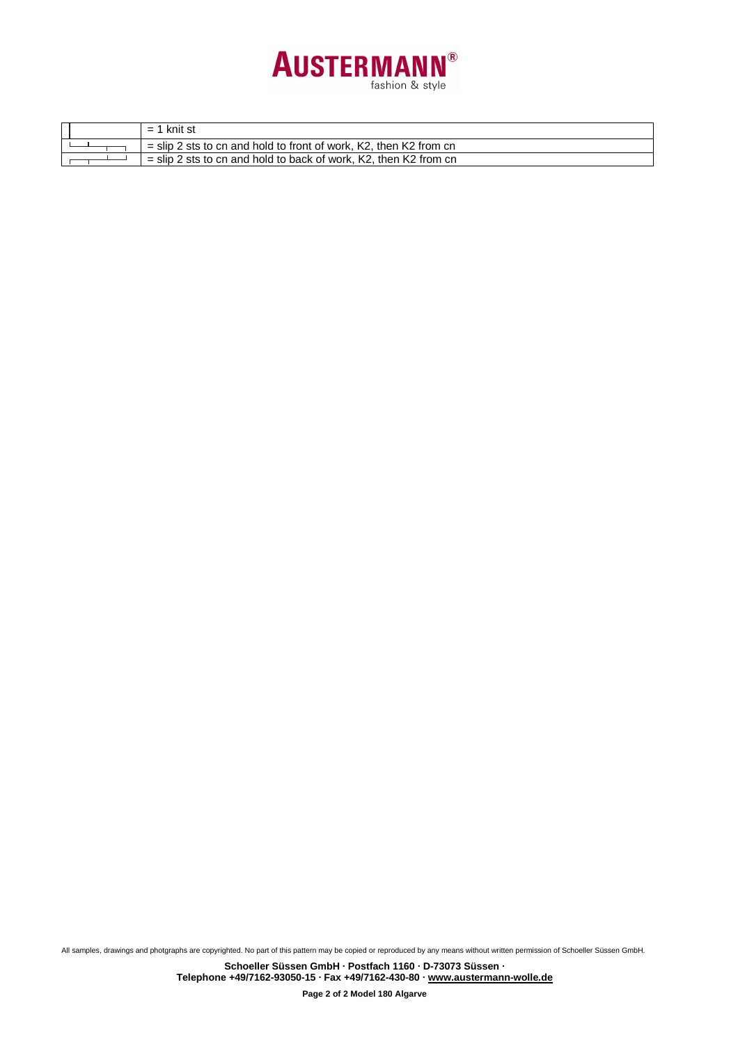| | |
|---|---|
| | = 1 knit st |
| | = slip 2 sts to cn and hold to front of work, K2, then K2 from cn |
| | = slip 2 sts to cn and hold to back of work, K2, then K2 from cn |

All samples, drawings and photgraphs are copyrighted. No part of this pattern may be copied or reproduced by any means without written permission of Schoeller Süssen GmbH.

**Schoeller Süssen GmbH · Postfach 1160 · D-73073 Süssen ·**
**Telephone +49/7162-93050-15 · Fax +49/7162-430-80 · www.austermann-wolle.de**